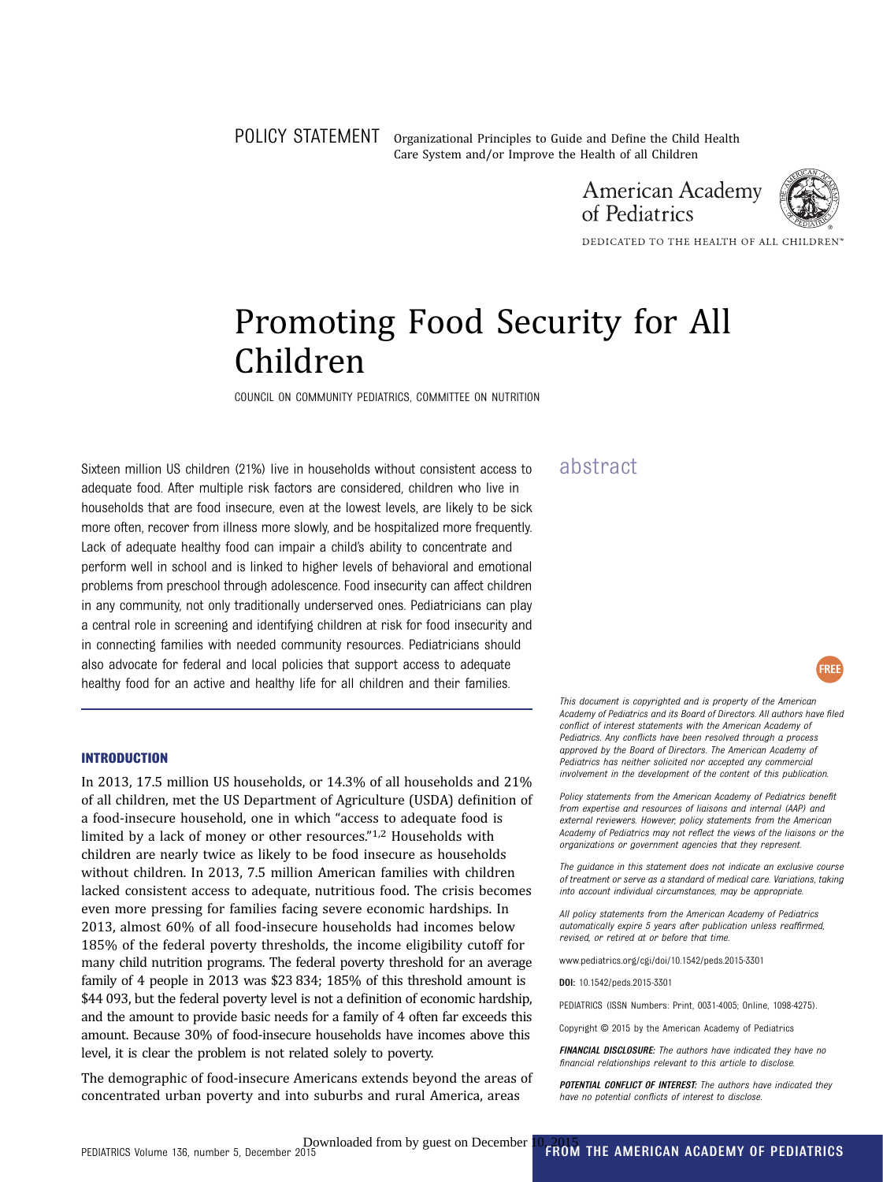POLICY STATEMENT Organizational Principles to Guide and Define the Child Health Care System and/or Improve the Health of all Children

American Academy of Pediatrics

DEDICATED TO THE HEALTH OF ALL CHILDREN™

# Promoting Food Security for All Children

COUNCIL ON COMMUNITY PEDIATRICS, COMMITTEE ON NUTRITION

## abstract

Sixteen million US children (21%) live in households without consistent access to adequate food. After multiple risk factors are considered, children who live in households that are food insecure, even at the lowest levels, are likely to be sick more often, recover from illness more slowly, and be hospitalized more frequently. Lack of adequate healthy food can impair a child's ability to concentrate and perform well in school and is linked to higher levels of behavioral and emotional problems from preschool through adolescence. Food insecurity can affect children in any community, not only traditionally underserved ones. Pediatricians can play a central role in screening and identifying children at risk for food insecurity and in connecting families with needed community resources. Pediatricians should also advocate for federal and local policies that support access to adequate healthy food for an active and healthy life for all children and their families.

## INTRODUCTION

In 2013, 17.5 million US households, or 14.3% of all households and 21% of all children, met the US Department of Agriculture (USDA) definition of a food-insecure household, one in which "access to adequate food is limited by a lack of money or other resources."[1,2] Households with children are nearly twice as likely to be food insecure as households without children. In 2013, 7.5 million American families with children lacked consistent access to adequate, nutritious food. The crisis becomes even more pressing for families facing severe economic hardships. In 2013, almost 60% of all food-insecure households had incomes below 185% of the federal poverty thresholds, the income eligibility cutoff for many child nutrition programs. The federal poverty threshold for an average family of 4 people in 2013 was $23 834; 185% of this threshold amount is $44 093, but the federal poverty level is not a definition of economic hardship, and the amount to provide basic needs for a family of 4 often far exceeds this amount. Because 30% of food-insecure households have incomes above this level, it is clear the problem is not related solely to poverty.

The demographic of food-insecure Americans extends beyond the areas of concentrated urban poverty and into suburbs and rural America, areas

*This document is copyrighted and is property of the American Academy of Pediatrics and its Board of Directors. All authors have filed conflict of interest statements with the American Academy of Pediatrics. Any conflicts have been resolved through a process approved by the Board of Directors. The American Academy of Pediatrics has neither solicited nor accepted any commercial involvement in the development of the content of this publication.*

*Policy statements from the American Academy of Pediatrics benefit from expertise and resources of liaisons and internal (AAP) and external reviewers. However, policy statements from the American Academy of Pediatrics may not reflect the views of the liaisons or the organizations or government agencies that they represent.*

*The guidance in this statement does not indicate an exclusive course of treatment or serve as a standard of medical care. Variations, taking into account individual circumstances, may be appropriate.*

*All policy statements from the American Academy of Pediatrics automatically expire 5 years after publication unless reaffirmed, revised, or retired at or before that time.*

www.pediatrics.org/cgi/doi/10.1542/peds.2015-3301

**DOI:** 10.1542/peds.2015-3301

PEDIATRICS (ISSN Numbers: Print, 0031-4005; Online, 1098-4275).

Copyright © 2015 by the American Academy of Pediatrics

***FINANCIAL DISCLOSURE:*** *The authors have indicated they have no financial relationships relevant to this article to disclose.*

***POTENTIAL CONFLICT OF INTEREST:*** *The authors have indicated they have no potential conflicts of interest to disclose.*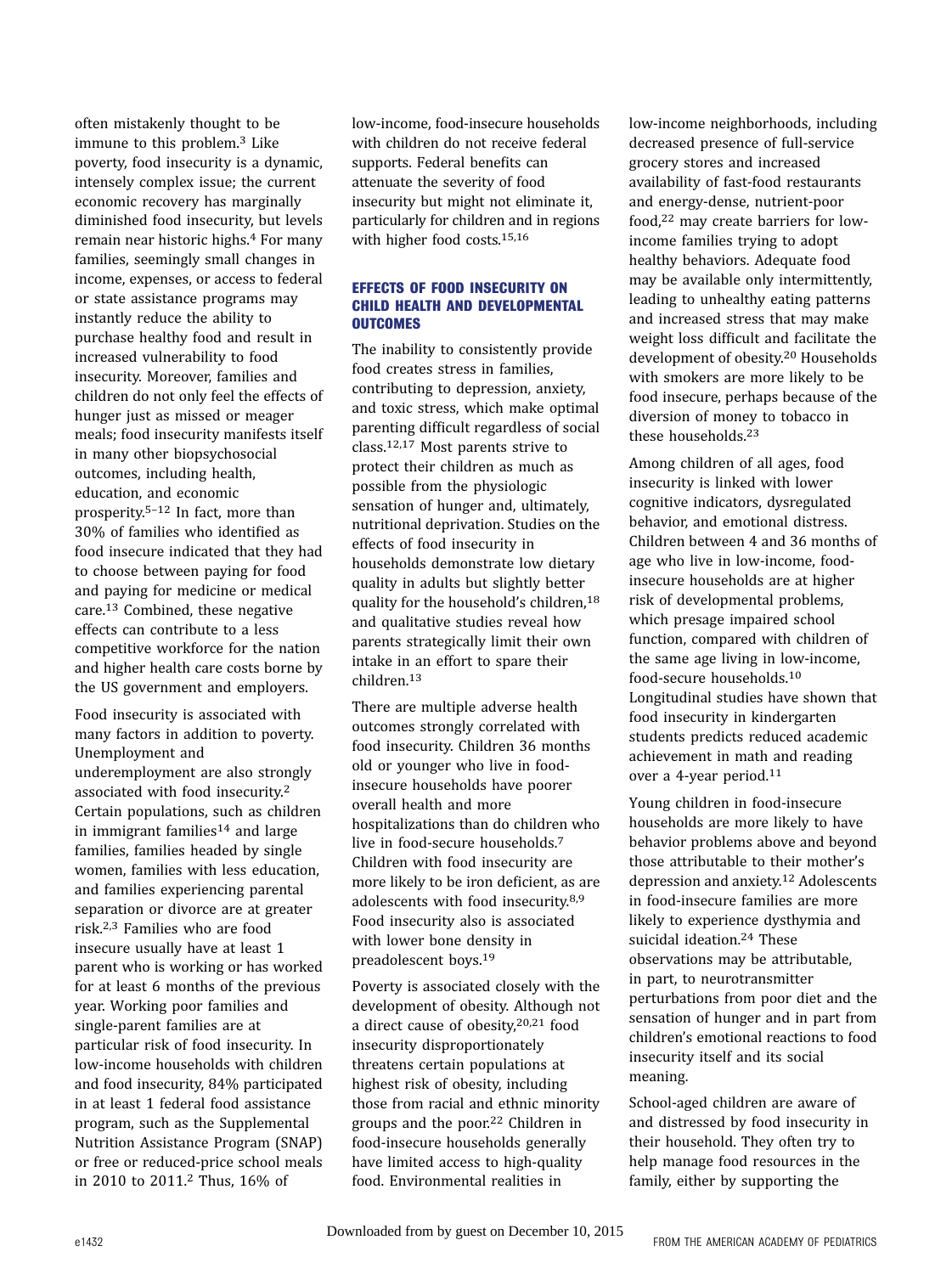often mistakenly thought to be immune to this problem.[3] Like poverty, food insecurity is a dynamic, intensely complex issue; the current economic recovery has marginally diminished food insecurity, but levels remain near historic highs.[4] For many families, seemingly small changes in income, expenses, or access to federal or state assistance programs may instantly reduce the ability to purchase healthy food and result in increased vulnerability to food insecurity. Moreover, families and children do not only feel the effects of hunger just as missed or meager meals; food insecurity manifests itself in many other biopsychosocial outcomes, including health, education, and economic prosperity.[5–12] In fact, more than 30% of families who identified as food insecure indicated that they had to choose between paying for food and paying for medicine or medical care.[13] Combined, these negative effects can contribute to a less competitive workforce for the nation and higher health care costs borne by the US government and employers.

Food insecurity is associated with many factors in addition to poverty. Unemployment and underemployment are also strongly associated with food insecurity.[2] Certain populations, such as children in immigrant families[14] and large families, families headed by single women, families with less education, and families experiencing parental separation or divorce are at greater risk.[2,3] Families who are food insecure usually have at least 1 parent who is working or has worked for at least 6 months of the previous year. Working poor families and single-parent families are at particular risk of food insecurity. In low-income households with children and food insecurity, 84% participated in at least 1 federal food assistance program, such as the Supplemental Nutrition Assistance Program (SNAP) or free or reduced-price school meals in 2010 to 2011.[2] Thus, 16% of low-income, food-insecure households with children do not receive federal supports. Federal benefits can attenuate the severity of food insecurity but might not eliminate it, particularly for children and in regions with higher food costs.[15,16]

## EFFECTS OF FOOD INSECURITY ON CHILD HEALTH AND DEVELOPMENTAL OUTCOMES

The inability to consistently provide food creates stress in families, contributing to depression, anxiety, and toxic stress, which make optimal parenting difficult regardless of social class.[12,17] Most parents strive to protect their children as much as possible from the physiologic sensation of hunger and, ultimately, nutritional deprivation. Studies on the effects of food insecurity in households demonstrate low dietary quality in adults but slightly better quality for the household's children,[18] and qualitative studies reveal how parents strategically limit their own intake in an effort to spare their children.[13]

There are multiple adverse health outcomes strongly correlated with food insecurity. Children 36 months old or younger who live in food-insecure households have poorer overall health and more hospitalizations than do children who live in food-secure households.[7] Children with food insecurity are more likely to be iron deficient, as are adolescents with food insecurity.[8,9] Food insecurity also is associated with lower bone density in preadolescent boys.[19]

Poverty is associated closely with the development of obesity. Although not a direct cause of obesity,[20,21] food insecurity disproportionately threatens certain populations at highest risk of obesity, including those from racial and ethnic minority groups and the poor.[22] Children in food-insecure households generally have limited access to high-quality food. Environmental realities in low-income neighborhoods, including decreased presence of full-service grocery stores and increased availability of fast-food restaurants and energy-dense, nutrient-poor food,[22] may create barriers for low-income families trying to adopt healthy behaviors. Adequate food may be available only intermittently, leading to unhealthy eating patterns and increased stress that may make weight loss difficult and facilitate the development of obesity.[20] Households with smokers are more likely to be food insecure, perhaps because of the diversion of money to tobacco in these households.[23]

Among children of all ages, food insecurity is linked with lower cognitive indicators, dysregulated behavior, and emotional distress. Children between 4 and 36 months of age who live in low-income, food-insecure households are at higher risk of developmental problems, which presage impaired school function, compared with children of the same age living in low-income, food-secure households.[10] Longitudinal studies have shown that food insecurity in kindergarten students predicts reduced academic achievement in math and reading over a 4-year period.[11]

Young children in food-insecure households are more likely to have behavior problems above and beyond those attributable to their mother's depression and anxiety.[12] Adolescents in food-insecure families are more likely to experience dysthymia and suicidal ideation.[24] These observations may be attributable, in part, to neurotransmitter perturbations from poor diet and the sensation of hunger and in part from children's emotional reactions to food insecurity itself and its social meaning.

School-aged children are aware of and distressed by food insecurity in their household. They often try to help manage food resources in the family, either by supporting the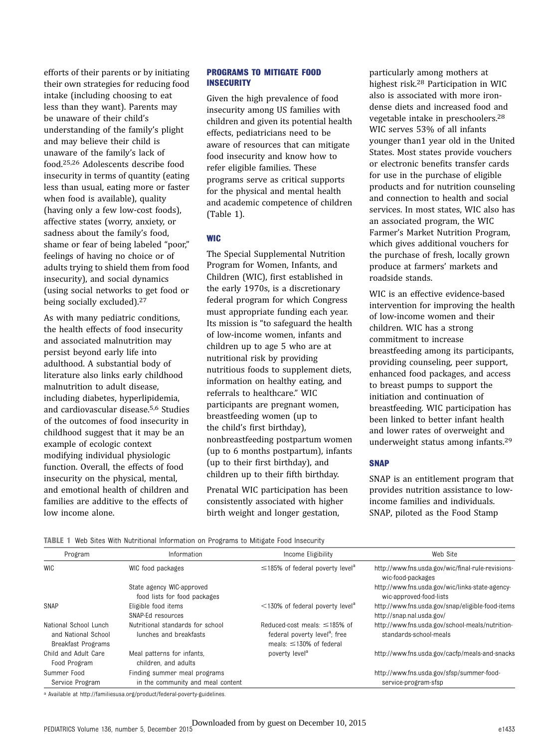efforts of their parents or by initiating their own strategies for reducing food intake (including choosing to eat less than they want). Parents may be unaware of their child's understanding of the family's plight and may believe their child is unaware of the family's lack of food.[25,26] Adolescents describe food insecurity in terms of quantity (eating less than usual, eating more or faster when food is available), quality (having only a few low-cost foods), affective states (worry, anxiety, or sadness about the family's food, shame or fear of being labeled "poor," feelings of having no choice or of adults trying to shield them from food insecurity), and social dynamics (using social networks to get food or being socially excluded).[27]

As with many pediatric conditions, the health effects of food insecurity and associated malnutrition may persist beyond early life into adulthood. A substantial body of literature also links early childhood malnutrition to adult disease, including diabetes, hyperlipidemia, and cardiovascular disease.[5,6] Studies of the outcomes of food insecurity in childhood suggest that it may be an example of ecologic context modifying individual physiologic function. Overall, the effects of food insecurity on the physical, mental, and emotional health of children and families are additive to the effects of low income alone.

## PROGRAMS TO MITIGATE FOOD INSECURITY

Given the high prevalence of food insecurity among US families with children and given its potential health effects, pediatricians need to be aware of resources that can mitigate food insecurity and know how to refer eligible families. These programs serve as critical supports for the physical and mental health and academic competence of children (Table 1).

### WIC

The Special Supplemental Nutrition Program for Women, Infants, and Children (WIC), first established in the early 1970s, is a discretionary federal program for which Congress must appropriate funding each year. Its mission is "to safeguard the health of low-income women, infants and children up to age 5 who are at nutritional risk by providing nutritious foods to supplement diets, information on healthy eating, and referrals to healthcare." WIC participants are pregnant women, breastfeeding women (up to the child's first birthday), nonbreastfeeding postpartum women (up to 6 months postpartum), infants (up to their first birthday), and children up to their fifth birthday.

Prenatal WIC participation has been consistently associated with higher birth weight and longer gestation, particularly among mothers at highest risk.[28] Participation in WIC also is associated with more iron-dense diets and increased food and vegetable intake in preschoolers.[28] WIC serves 53% of all infants younger than1 year old in the United States. Most states provide vouchers or electronic benefits transfer cards for use in the purchase of eligible products and for nutrition counseling and connection to health and social services. In most states, WIC also has an associated program, the WIC Farmer's Market Nutrition Program, which gives additional vouchers for the purchase of fresh, locally grown produce at farmers' markets and roadside stands.

WIC is an effective evidence-based intervention for improving the health of low-income women and their children. WIC has a strong commitment to increase breastfeeding among its participants, providing counseling, peer support, enhanced food packages, and access to breast pumps to support the initiation and continuation of breastfeeding. WIC participation has been linked to better infant health and lower rates of overweight and underweight status among infants.[29]

### SNAP

SNAP is an entitlement program that provides nutrition assistance to low-income families and individuals. SNAP, piloted as the Food Stamp

**TABLE 1** Web Sites With Nutritional Information on Programs to Mitigate Food Insecurity

| Program | Information | Income Eligibility | Web Site |
|---|---|---|---|
| WIC | WIC food packages | ≤185% of federal poverty level[a] | http://www.fns.usda.gov/wic/final-rule-revisions-wic-food-packages |
| | State agency WIC-approved food lists for food packages | | http://www.fns.usda.gov/wic/links-state-agency-wic-approved-food-lists |
| SNAP | Eligible food items | <130% of federal poverty level[a] | http://www.fns.usda.gov/snap/eligible-food-items |
| | SNAP-Ed resources | | http://snap.nal.usda.gov/ |
| National School Lunch and National School Breakfast Programs | Nutritional standards for school lunches and breakfasts | Reduced-cost meals: ≤185% of federal poverty level[a]; free meals: ≤130% of federal poverty level[a] | http://www.fns.usda.gov/school-meals/nutrition-standards-school-meals |
| Child and Adult Care Food Program | Meal patterns for infants, children, and adults | | http://www.fns.usda.gov/cacfp/meals-and-snacks |
| Summer Food Service Program | Finding summer meal programs in the community and meal content | | http://www.fns.usda.gov/sfsp/summer-food-service-program-sfsp |

[a] Available at http://familiesusa.org/product/federal-poverty-guidelines.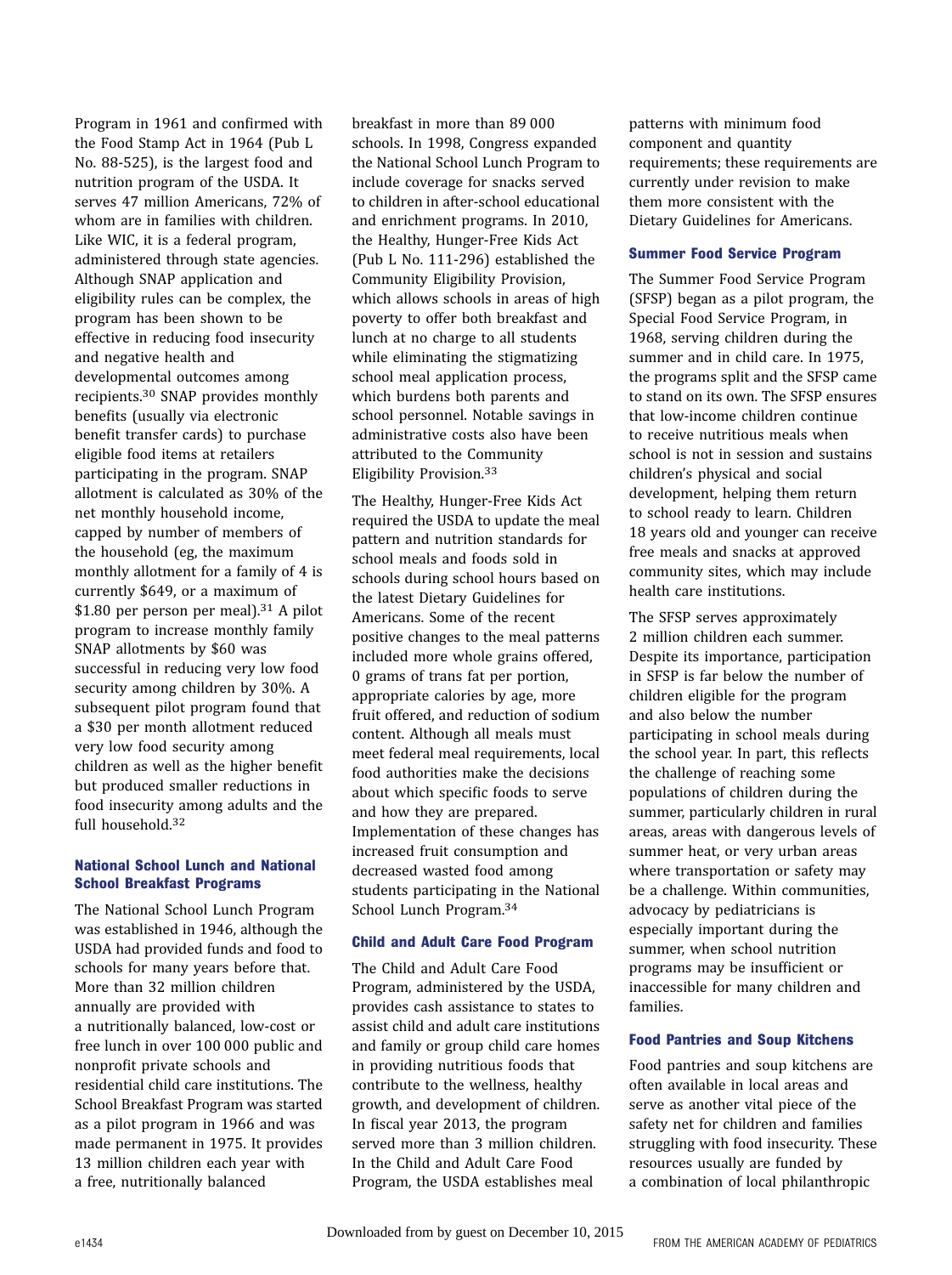Program in 1961 and confirmed with the Food Stamp Act in 1964 (Pub L No. 88-525), is the largest food and nutrition program of the USDA. It serves 47 million Americans, 72% of whom are in families with children. Like WIC, it is a federal program, administered through state agencies. Although SNAP application and eligibility rules can be complex, the program has been shown to be effective in reducing food insecurity and negative health and developmental outcomes among recipients.[30] SNAP provides monthly benefits (usually via electronic benefit transfer cards) to purchase eligible food items at retailers participating in the program. SNAP allotment is calculated as 30% of the net monthly household income, capped by number of members of the household (eg, the maximum monthly allotment for a family of 4 is currently $649, or a maximum of $1.80 per person per meal).[31] A pilot program to increase monthly family SNAP allotments by $60 was successful in reducing very low food security among children by 30%. A subsequent pilot program found that a $30 per month allotment reduced very low food security among children as well as the higher benefit but produced smaller reductions in food insecurity among adults and the full household.[32]

### National School Lunch and National School Breakfast Programs

The National School Lunch Program was established in 1946, although the USDA had provided funds and food to schools for many years before that. More than 32 million children annually are provided with a nutritionally balanced, low-cost or free lunch in over 100 000 public and nonprofit private schools and residential child care institutions. The School Breakfast Program was started as a pilot program in 1966 and was made permanent in 1975. It provides 13 million children each year with a free, nutritionally balanced breakfast in more than 89 000 schools. In 1998, Congress expanded the National School Lunch Program to include coverage for snacks served to children in after-school educational and enrichment programs. In 2010, the Healthy, Hunger-Free Kids Act (Pub L No. 111-296) established the Community Eligibility Provision, which allows schools in areas of high poverty to offer both breakfast and lunch at no charge to all students while eliminating the stigmatizing school meal application process, which burdens both parents and school personnel. Notable savings in administrative costs also have been attributed to the Community Eligibility Provision.[33]

The Healthy, Hunger-Free Kids Act required the USDA to update the meal pattern and nutrition standards for school meals and foods sold in schools during school hours based on the latest Dietary Guidelines for Americans. Some of the recent positive changes to the meal patterns included more whole grains offered, 0 grams of trans fat per portion, appropriate calories by age, more fruit offered, and reduction of sodium content. Although all meals must meet federal meal requirements, local food authorities make the decisions about which specific foods to serve and how they are prepared. Implementation of these changes has increased fruit consumption and decreased wasted food among students participating in the National School Lunch Program.[34]

### Child and Adult Care Food Program

The Child and Adult Care Food Program, administered by the USDA, provides cash assistance to states to assist child and adult care institutions and family or group child care homes in providing nutritious foods that contribute to the wellness, healthy growth, and development of children. In fiscal year 2013, the program served more than 3 million children. In the Child and Adult Care Food Program, the USDA establishes meal patterns with minimum food component and quantity requirements; these requirements are currently under revision to make them more consistent with the Dietary Guidelines for Americans.

### Summer Food Service Program

The Summer Food Service Program (SFSP) began as a pilot program, the Special Food Service Program, in 1968, serving children during the summer and in child care. In 1975, the programs split and the SFSP came to stand on its own. The SFSP ensures that low-income children continue to receive nutritious meals when school is not in session and sustains children's physical and social development, helping them return to school ready to learn. Children 18 years old and younger can receive free meals and snacks at approved community sites, which may include health care institutions.

The SFSP serves approximately 2 million children each summer. Despite its importance, participation in SFSP is far below the number of children eligible for the program and also below the number participating in school meals during the school year. In part, this reflects the challenge of reaching some populations of children during the summer, particularly children in rural areas, areas with dangerous levels of summer heat, or very urban areas where transportation or safety may be a challenge. Within communities, advocacy by pediatricians is especially important during the summer, when school nutrition programs may be insufficient or inaccessible for many children and families.

### Food Pantries and Soup Kitchens

Food pantries and soup kitchens are often available in local areas and serve as another vital piece of the safety net for children and families struggling with food insecurity. These resources usually are funded by a combination of local philanthropic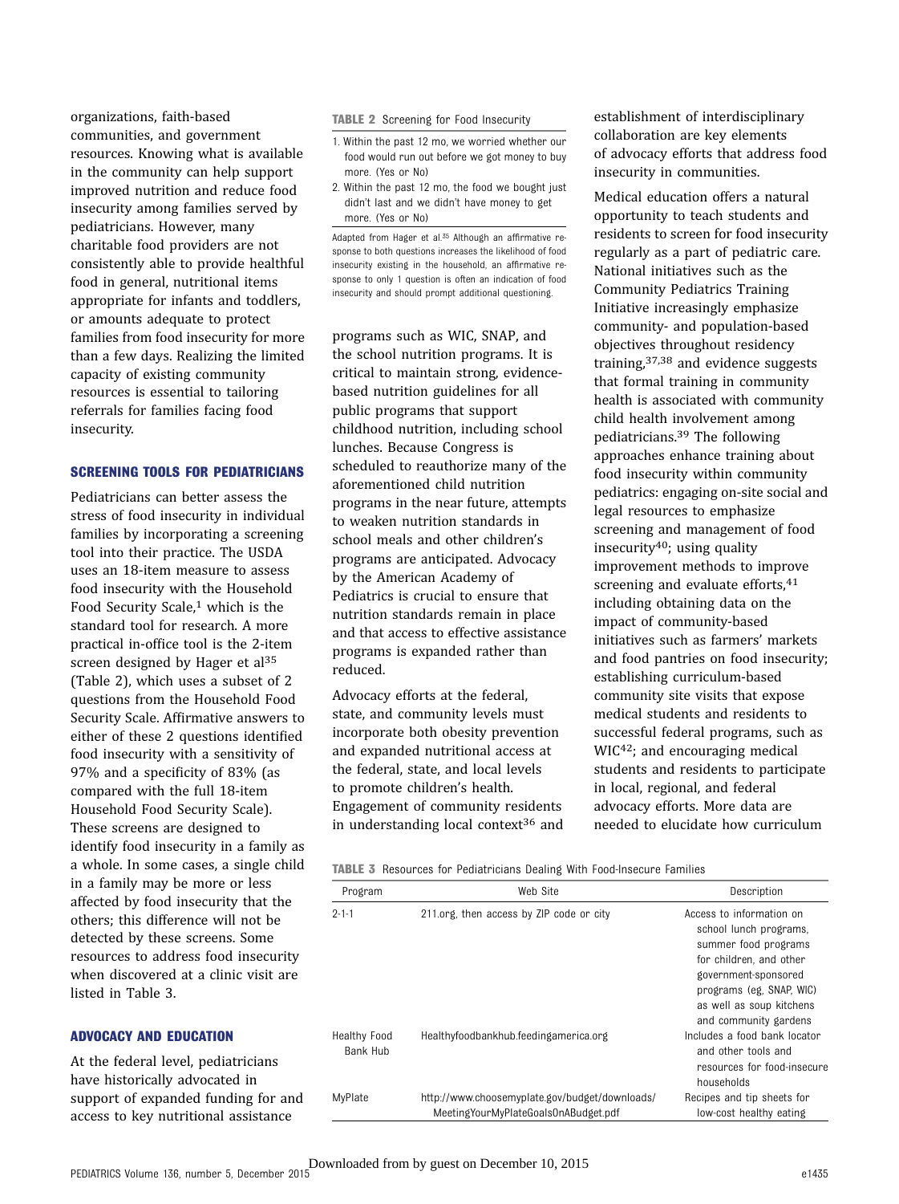organizations, faith-based communities, and government resources. Knowing what is available in the community can help support improved nutrition and reduce food insecurity among families served by pediatricians. However, many charitable food providers are not consistently able to provide healthful food in general, nutritional items appropriate for infants and toddlers, or amounts adequate to protect families from food insecurity for more than a few days. Realizing the limited capacity of existing community resources is essential to tailoring referrals for families facing food insecurity.

## SCREENING TOOLS FOR PEDIATRICIANS

Pediatricians can better assess the stress of food insecurity in individual families by incorporating a screening tool into their practice. The USDA uses an 18-item measure to assess food insecurity with the Household Food Security Scale,[1] which is the standard tool for research. A more practical in-office tool is the 2-item screen designed by Hager et al[35] (Table 2), which uses a subset of 2 questions from the Household Food Security Scale. Affirmative answers to either of these 2 questions identified food insecurity with a sensitivity of 97% and a specificity of 83% (as compared with the full 18-item Household Food Security Scale). These screens are designed to identify food insecurity in a family as a whole. In some cases, a single child in a family may be more or less affected by food insecurity that the others; this difference will not be detected by these screens. Some resources to address food insecurity when discovered at a clinic visit are listed in Table 3.

**TABLE 2** Screening for Food Insecurity

1. Within the past 12 mo, we worried whether our food would run out before we got money to buy more. (Yes or No)
2. Within the past 12 mo, the food we bought just didn't last and we didn't have money to get more. (Yes or No)

Adapted from Hager et al.[35] Although an affirmative response to both questions increases the likelihood of food insecurity existing in the household, an affirmative response to only 1 question is often an indication of food insecurity and should prompt additional questioning.

## ADVOCACY AND EDUCATION

At the federal level, pediatricians have historically advocated in support of expanded funding for and access to key nutritional assistance programs such as WIC, SNAP, and the school nutrition programs. It is critical to maintain strong, evidence-based nutrition guidelines for all public programs that support childhood nutrition, including school lunches. Because Congress is scheduled to reauthorize many of the aforementioned child nutrition programs in the near future, attempts to weaken nutrition standards in school meals and other children's programs are anticipated. Advocacy by the American Academy of Pediatrics is crucial to ensure that nutrition standards remain in place and that access to effective assistance programs is expanded rather than reduced.

Advocacy efforts at the federal, state, and community levels must incorporate both obesity prevention and expanded nutritional access at the federal, state, and local levels to promote children's health. Engagement of community residents in understanding local context[36] and establishment of interdisciplinary collaboration are key elements of advocacy efforts that address food insecurity in communities.

Medical education offers a natural opportunity to teach students and residents to screen for food insecurity regularly as a part of pediatric care. National initiatives such as the Community Pediatrics Training Initiative increasingly emphasize community- and population-based objectives throughout residency training,[37,38] and evidence suggests that formal training in community health is associated with community child health involvement among pediatricians.[39] The following approaches enhance training about food insecurity within community pediatrics: engaging on-site social and legal resources to emphasize screening and management of food insecurity[40]; using quality improvement methods to improve screening and evaluate efforts,[41] including obtaining data on the impact of community-based initiatives such as farmers' markets and food pantries on food insecurity; establishing curriculum-based community site visits that expose medical students and residents to successful federal programs, such as WIC[42]; and encouraging medical students and residents to participate in local, regional, and federal advocacy efforts. More data are needed to elucidate how curriculum

**TABLE 3** Resources for Pediatricians Dealing With Food-Insecure Families

| Program | Web Site | Description |
|---|---|---|
| 2-1-1 | 211.org, then access by ZIP code or city | Access to information on school lunch programs, summer food programs for children, and other government-sponsored programs (eg, SNAP, WIC) as well as soup kitchens and community gardens |
| Healthy Food Bank Hub | Healthyfoodbankhub.feedingamerica.org | Includes a food bank locator and other tools and resources for food-insecure households |
| MyPlate | http://www.choosemyplate.gov/budget/downloads/MeetingYourMyPlateGoalsOnABudget.pdf | Recipes and tip sheets for low-cost healthy eating |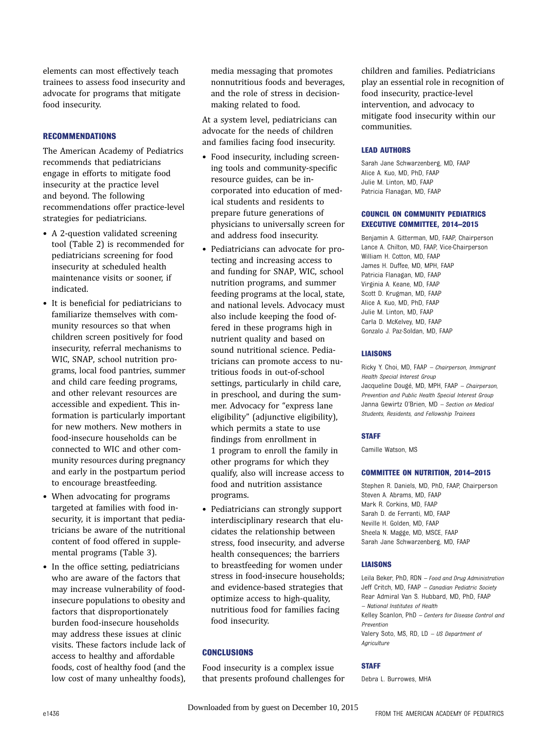elements can most effectively teach trainees to assess food insecurity and advocate for programs that mitigate food insecurity.

## RECOMMENDATIONS

The American Academy of Pediatrics recommends that pediatricians engage in efforts to mitigate food insecurity at the practice level and beyond. The following recommendations offer practice-level strategies for pediatricians.

- A 2-question validated screening tool (Table 2) is recommended for pediatricians screening for food insecurity at scheduled health maintenance visits or sooner, if indicated.
- It is beneficial for pediatricians to familiarize themselves with community resources so that when children screen positively for food insecurity, referral mechanisms to WIC, SNAP, school nutrition programs, local food pantries, summer and child care feeding programs, and other relevant resources are accessible and expedient. This information is particularly important for new mothers. New mothers in food-insecure households can be connected to WIC and other community resources during pregnancy and early in the postpartum period to encourage breastfeeding.
- When advocating for programs targeted at families with food insecurity, it is important that pediatricians be aware of the nutritional content of food offered in supplemental programs (Table 3).
- In the office setting, pediatricians who are aware of the factors that may increase vulnerability of food-insecure populations to obesity and factors that disproportionately burden food-insecure households may address these issues at clinic visits. These factors include lack of access to healthy and affordable foods, cost of healthy food (and the low cost of many unhealthy foods), media messaging that promotes nonnutritious foods and beverages, and the role of stress in decision-making related to food.

At a system level, pediatricians can advocate for the needs of children and families facing food insecurity.

- Food insecurity, including screening tools and community-specific resource guides, can be incorporated into education of medical students and residents to prepare future generations of physicians to universally screen for and address food insecurity.
- Pediatricians can advocate for protecting and increasing access to and funding for SNAP, WIC, school nutrition programs, and summer feeding programs at the local, state, and national levels. Advocacy must also include keeping the food offered in these programs high in nutrient quality and based on sound nutritional science. Pediatricians can promote access to nutritious foods in out-of-school settings, particularly in child care, in preschool, and during the summer. Advocacy for "express lane eligibility" (adjunctive eligibility), which permits a state to use findings from enrollment in 1 program to enroll the family in other programs for which they qualify, also will increase access to food and nutrition assistance programs.
- Pediatricians can strongly support interdisciplinary research that elucidates the relationship between stress, food insecurity, and adverse health consequences; the barriers to breastfeeding for women under stress in food-insecure households; and evidence-based strategies that optimize access to high-quality, nutritious food for families facing food insecurity.

## CONCLUSIONS

Food insecurity is a complex issue that presents profound challenges for children and families. Pediatricians play an essential role in recognition of food insecurity, practice-level intervention, and advocacy to mitigate food insecurity within our communities.

### LEAD AUTHORS

Sarah Jane Schwarzenberg, MD, FAAP
Alice A. Kuo, MD, PhD, FAAP
Julie M. Linton, MD, FAAP
Patricia Flanagan, MD, FAAP

### COUNCIL ON COMMUNITY PEDIATRICS EXECUTIVE COMMITTEE, 2014–2015

Benjamin A. Gitterman, MD, FAAP, Chairperson
Lance A. Chilton, MD, FAAP, Vice-Chairperson
William H. Cotton, MD, FAAP
James H. Duffee, MD, MPH, FAAP
Patricia Flanagan, MD, FAAP
Virginia A. Keane, MD, FAAP
Scott D. Krugman, MD, FAAP
Alice A. Kuo, MD, PhD, FAAP
Julie M. Linton, MD, FAAP
Carla D. McKelvey, MD, FAAP
Gonzalo J. Paz-Soldan, MD, FAAP

### LIAISONS

Ricky Y. Choi, MD, FAAP – *Chairperson, Immigrant Health Special Interest Group*
Jacqueline Dougé, MD, MPH, FAAP – *Chairperson, Prevention and Public Health Special Interest Group*
Janna Gewirtz O'Brien, MD – *Section on Medical Students, Residents, and Fellowship Trainees*

### STAFF

Camille Watson, MS

### COMMITTEE ON NUTRITION, 2014–2015

Stephen R. Daniels, MD, PhD, FAAP, Chairperson
Steven A. Abrams, MD, FAAP
Mark R. Corkins, MD, FAAP
Sarah D. de Ferranti, MD, FAAP
Neville H. Golden, MD, FAAP
Sheela N. Magge, MD, MSCE, FAAP
Sarah Jane Schwarzenberg, MD, FAAP

### LIAISONS

Leila Beker, PhD, RDN – *Food and Drug Administration*
Jeff Critch, MD, FAAP – *Canadian Pediatric Society*
Rear Admiral Van S. Hubbard, MD, PhD, FAAP – *National Institutes of Health*
Kelley Scanlon, PhD – *Centers for Disease Control and Prevention*
Valery Soto, MS, RD, LD – *US Department of Agriculture*

### STAFF

Debra L. Burrowes, MHA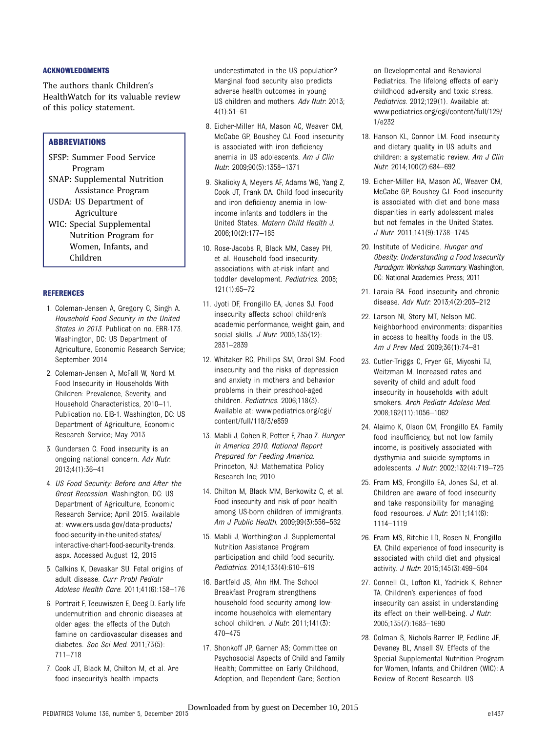## ACKNOWLEDGMENTS

The authors thank Children's HealthWatch for its valuable review of this policy statement.

## ABBREVIATIONS

SFSP: Summer Food Service Program
SNAP: Supplemental Nutrition Assistance Program
USDA: US Department of Agriculture
WIC: Special Supplemental Nutrition Program for Women, Infants, and Children

## REFERENCES

1. Coleman-Jensen A, Gregory C, Singh A. *Household Food Security in the United States in 2013*. Publication no. ERR-173. Washington, DC: US Department of Agriculture, Economic Research Service; September 2014
2. Coleman-Jensen A, McFall W, Nord M. Food Insecurity in Households With Children: Prevalence, Severity, and Household Characteristics, 2010–11. Publication no. EIB-1. Washington, DC: US Department of Agriculture, Economic Research Service; May 2013
3. Gundersen C. Food insecurity is an ongoing national concern. *Adv Nutr*. 2013;4(1):36–41
4. *US Food Security: Before and After the Great Recession*. Washington, DC: US Department of Agriculture, Economic Research Service; April 2015. Available at: www.ers.usda.gov/data-products/food-security-in-the-united-states/interactive-chart-food-security-trends.aspx. Accessed August 12, 2015
5. Calkins K, Devaskar SU. Fetal origins of adult disease. *Curr Probl Pediatr Adolesc Health Care*. 2011;41(6):158–176
6. Portrait F, Teeuwiszen E, Deeg D. Early life undernutrition and chronic diseases at older ages: the effects of the Dutch famine on cardiovascular diseases and diabetes. *Soc Sci Med*. 2011;73(5):711–718
7. Cook JT, Black M, Chilton M, et al. Are food insecurity's health impacts underestimated in the US population? Marginal food security also predicts adverse health outcomes in young US children and mothers. *Adv Nutr*. 2013;4(1):51–61
8. Eicher-Miller HA, Mason AC, Weaver CM, McCabe GP, Boushey CJ. Food insecurity is associated with iron deficiency anemia in US adolescents. *Am J Clin Nutr*. 2009;90(5):1358–1371
9. Skalicky A, Meyers AF, Adams WG, Yang Z, Cook JT, Frank DA. Child food insecurity and iron deficiency anemia in low-income infants and toddlers in the United States. *Matern Child Health J*. 2006;10(2):177–185
10. Rose-Jacobs R, Black MM, Casey PH, et al. Household food insecurity: associations with at-risk infant and toddler development. *Pediatrics*. 2008;121(1):65–72
11. Jyoti DF, Frongillo EA, Jones SJ. Food insecurity affects school children's academic performance, weight gain, and social skills. *J Nutr*. 2005;135(12):2831–2839
12. Whitaker RC, Phillips SM, Orzol SM. Food insecurity and the risks of depression and anxiety in mothers and behavior problems in their preschool-aged children. *Pediatrics*. 2006;118(3). Available at: www.pediatrics.org/cgi/content/full/118/3/e859
13. Mabli J, Cohen R, Potter F, Zhao Z. *Hunger in America 2010. National Report Prepared for Feeding America*. Princeton, NJ: Mathematica Policy Research Inc; 2010
14. Chilton M, Black MM, Berkowitz C, et al. Food insecurity and risk of poor health among US-born children of immigrants. *Am J Public Health*. 2009;99(3):556–562
15. Mabli J, Worthington J. Supplemental Nutrition Assistance Program participation and child food security. *Pediatrics*. 2014;133(4):610–619
16. Bartfeld JS, Ahn HM. The School Breakfast Program strengthens household food security among low-income households with elementary school children. *J Nutr*. 2011;141(3):470–475
17. Shonkoff JP, Garner AS; Committee on Psychosocial Aspects of Child and Family Health; Committee on Early Childhood, Adoption, and Dependent Care; Section on Developmental and Behavioral Pediatrics. The lifelong effects of early childhood adversity and toxic stress. *Pediatrics*. 2012;129(1). Available at: www.pediatrics.org/cgi/content/full/129/1/e232
18. Hanson KL, Connor LM. Food insecurity and dietary quality in US adults and children: a systematic review. *Am J Clin Nutr*. 2014;100(2):684–692
19. Eicher-Miller HA, Mason AC, Weaver CM, McCabe GP, Boushey CJ. Food insecurity is associated with diet and bone mass disparities in early adolescent males but not females in the United States. *J Nutr*. 2011;141(9):1738–1745
20. Institute of Medicine. *Hunger and Obesity: Understanding a Food Insecurity Paradigm: Workshop Summary*. Washington, DC: National Academies Press; 2011
21. Laraia BA. Food insecurity and chronic disease. *Adv Nutr*. 2013;4(2):203–212
22. Larson NI, Story MT, Nelson MC. Neighborhood environments: disparities in access to healthy foods in the US. *Am J Prev Med*. 2009;36(1):74–81
23. Cutler-Triggs C, Fryer GE, Miyoshi TJ, Weitzman M. Increased rates and severity of child and adult food insecurity in households with adult smokers. *Arch Pediatr Adolesc Med*. 2008;162(11):1056–1062
24. Alaimo K, Olson CM, Frongillo EA. Family food insufficiency, but not low family income, is positively associated with dysthymia and suicide symptoms in adolescents. *J Nutr*. 2002;132(4):719–725
25. Fram MS, Frongillo EA, Jones SJ, et al. Children are aware of food insecurity and take responsibility for managing food resources. *J Nutr*. 2011;141(6):1114–1119
26. Fram MS, Ritchie LD, Rosen N, Frongillo EA. Child experience of food insecurity is associated with child diet and physical activity. *J Nutr*. 2015;145(3):499–504
27. Connell CL, Lofton KL, Yadrick K, Rehner TA. Children's experiences of food insecurity can assist in understanding its effect on their well-being. *J Nutr*. 2005;135(7):1683–1690
28. Colman S, Nichols-Barrer IP, Redline JE, Devaney BL, Ansell SV. Effects of the Special Supplemental Nutrition Program for Women, Infants, and Children (WIC): A Review of Recent Research. US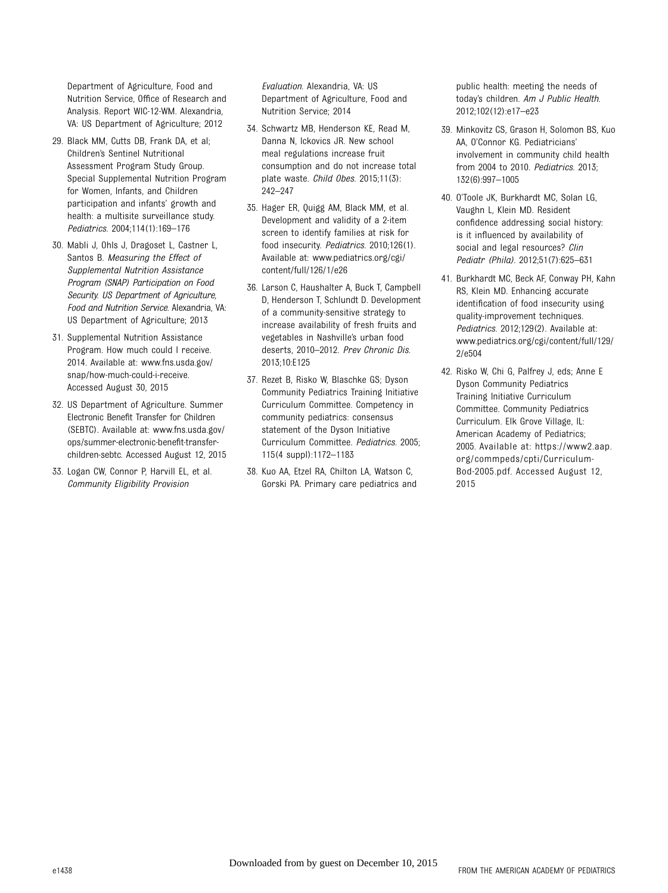Department of Agriculture, Food and Nutrition Service, Office of Research and Analysis. Report WIC-12-WM. Alexandria, VA: US Department of Agriculture; 2012

29. Black MM, Cutts DB, Frank DA, et al; Children's Sentinel Nutritional Assessment Program Study Group. Special Supplemental Nutrition Program for Women, Infants, and Children participation and infants' growth and health: a multisite surveillance study. *Pediatrics*. 2004;114(1):169–176
30. Mabli J, Ohls J, Dragoset L, Castner L, Santos B. *Measuring the Effect of Supplemental Nutrition Assistance Program (SNAP) Participation on Food Security. US Department of Agriculture, Food and Nutrition Service*. Alexandria, VA: US Department of Agriculture; 2013
31. Supplemental Nutrition Assistance Program. How much could I receive. 2014. Available at: www.fns.usda.gov/snap/how-much-could-i-receive. Accessed August 30, 2015
32. US Department of Agriculture. Summer Electronic Benefit Transfer for Children (SEBTC). Available at: www.fns.usda.gov/ops/summer-electronic-benefit-transfer-children-sebtc. Accessed August 12, 2015
33. Logan CW, Connor P, Harvill EL, et al. *Community Eligibility Provision Evaluation*. Alexandria, VA: US Department of Agriculture, Food and Nutrition Service; 2014
34. Schwartz MB, Henderson KE, Read M, Danna N, Ickovics JR. New school meal regulations increase fruit consumption and do not increase total plate waste. *Child Obes*. 2015;11(3):242–247
35. Hager ER, Quigg AM, Black MM, et al. Development and validity of a 2-item screen to identify families at risk for food insecurity. *Pediatrics*. 2010;126(1). Available at: www.pediatrics.org/cgi/content/full/126/1/e26
36. Larson C, Haushalter A, Buck T, Campbell D, Henderson T, Schlundt D. Development of a community-sensitive strategy to increase availability of fresh fruits and vegetables in Nashville's urban food deserts, 2010–2012. *Prev Chronic Dis*. 2013;10:E125
37. Rezet B, Risko W, Blaschke GS; Dyson Community Pediatrics Training Initiative Curriculum Committee. Competency in community pediatrics: consensus statement of the Dyson Initiative Curriculum Committee. *Pediatrics*. 2005;115(4 suppl):1172–1183
38. Kuo AA, Etzel RA, Chilton LA, Watson C, Gorski PA. Primary care pediatrics and public health: meeting the needs of today's children. *Am J Public Health*. 2012;102(12):e17–e23
39. Minkovitz CS, Grason H, Solomon BS, Kuo AA, O'Connor KG. Pediatricians' involvement in community child health from 2004 to 2010. *Pediatrics*. 2013;132(6):997–1005
40. O'Toole JK, Burkhardt MC, Solan LG, Vaughn L, Klein MD. Resident confidence addressing social history: is it influenced by availability of social and legal resources? *Clin Pediatr (Phila)*. 2012;51(7):625–631
41. Burkhardt MC, Beck AF, Conway PH, Kahn RS, Klein MD. Enhancing accurate identification of food insecurity using quality-improvement techniques. *Pediatrics*. 2012;129(2). Available at: www.pediatrics.org/cgi/content/full/129/2/e504
42. Risko W, Chi G, Palfrey J, eds; Anne E Dyson Community Pediatrics Training Initiative Curriculum Committee. Community Pediatrics Curriculum. Elk Grove Village, IL: American Academy of Pediatrics; 2005. Available at: https://www2.aap.org/commpeds/cpti/Curriculum-Bod-2005.pdf. Accessed August 12, 2015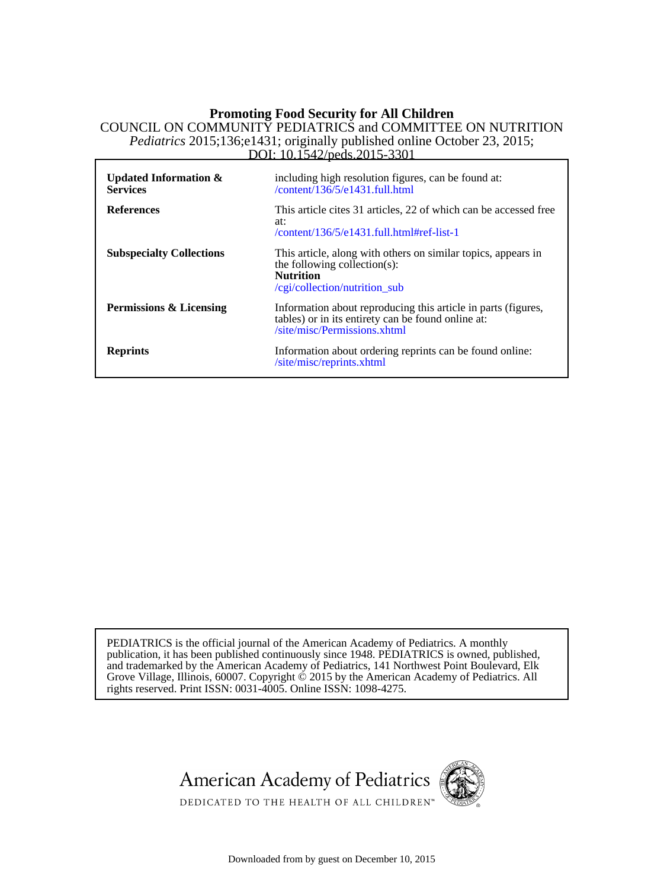# Promoting Food Security for All Children

COUNCIL ON COMMUNITY PEDIATRICS and COMMITTEE ON NUTRITION

*Pediatrics* 2015;136;e1431; originally published online October 23, 2015;

DOI: 10.1542/peds.2015-3301

| | |
|---|---|
| **Updated Information & Services** | including high resolution figures, can be found at: /content/136/5/e1431.full.html |
| **References** | This article cites 31 articles, 22 of which can be accessed free at: /content/136/5/e1431.full.html#ref-list-1 |
| **Subspecialty Collections** | This article, along with others on similar topics, appears in the following collection(s): **Nutrition** /cgi/collection/nutrition_sub |
| **Permissions & Licensing** | Information about reproducing this article in parts (figures, tables) or in its entirety can be found online at: /site/misc/Permissions.xhtml |
| **Reprints** | Information about ordering reprints can be found online: /site/misc/reprints.xhtml |

PEDIATRICS is the official journal of the American Academy of Pediatrics. A monthly publication, it has been published continuously since 1948. PEDIATRICS is owned, published, and trademarked by the American Academy of Pediatrics, 141 Northwest Point Boulevard, Elk Grove Village, Illinois, 60007. Copyright © 2015 by the American Academy of Pediatrics. All rights reserved. Print ISSN: 0031-4005. Online ISSN: 1098-4275.

American Academy of Pediatrics

DEDICATED TO THE HEALTH OF ALL CHILDREN™

Downloaded from by guest on December 10, 2015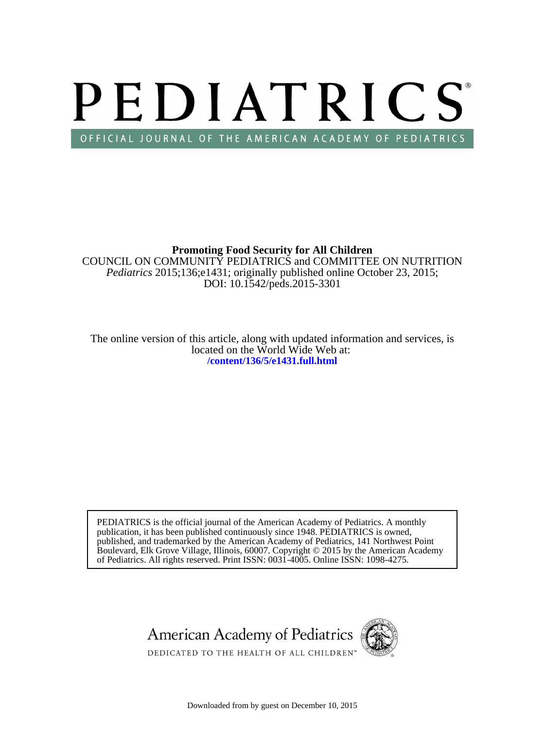# PEDIATRICS

OFFICIAL JOURNAL OF THE AMERICAN ACADEMY OF PEDIATRICS

**Promoting Food Security for All Children**

COUNCIL ON COMMUNITY PEDIATRICS and COMMITTEE ON NUTRITION

*Pediatrics* 2015;136;e1431; originally published online October 23, 2015;

DOI: 10.1542/peds.2015-3301

The online version of this article, along with updated information and services, is located on the World Wide Web at:

**/content/136/5/e1431.full.html**

PEDIATRICS is the official journal of the American Academy of Pediatrics. A monthly publication, it has been published continuously since 1948. PEDIATRICS is owned, published, and trademarked by the American Academy of Pediatrics, 141 Northwest Point Boulevard, Elk Grove Village, Illinois, 60007. Copyright © 2015 by the American Academy of Pediatrics. All rights reserved. Print ISSN: 0031-4005. Online ISSN: 1098-4275.

American Academy of Pediatrics

DEDICATED TO THE HEALTH OF ALL CHILDREN™